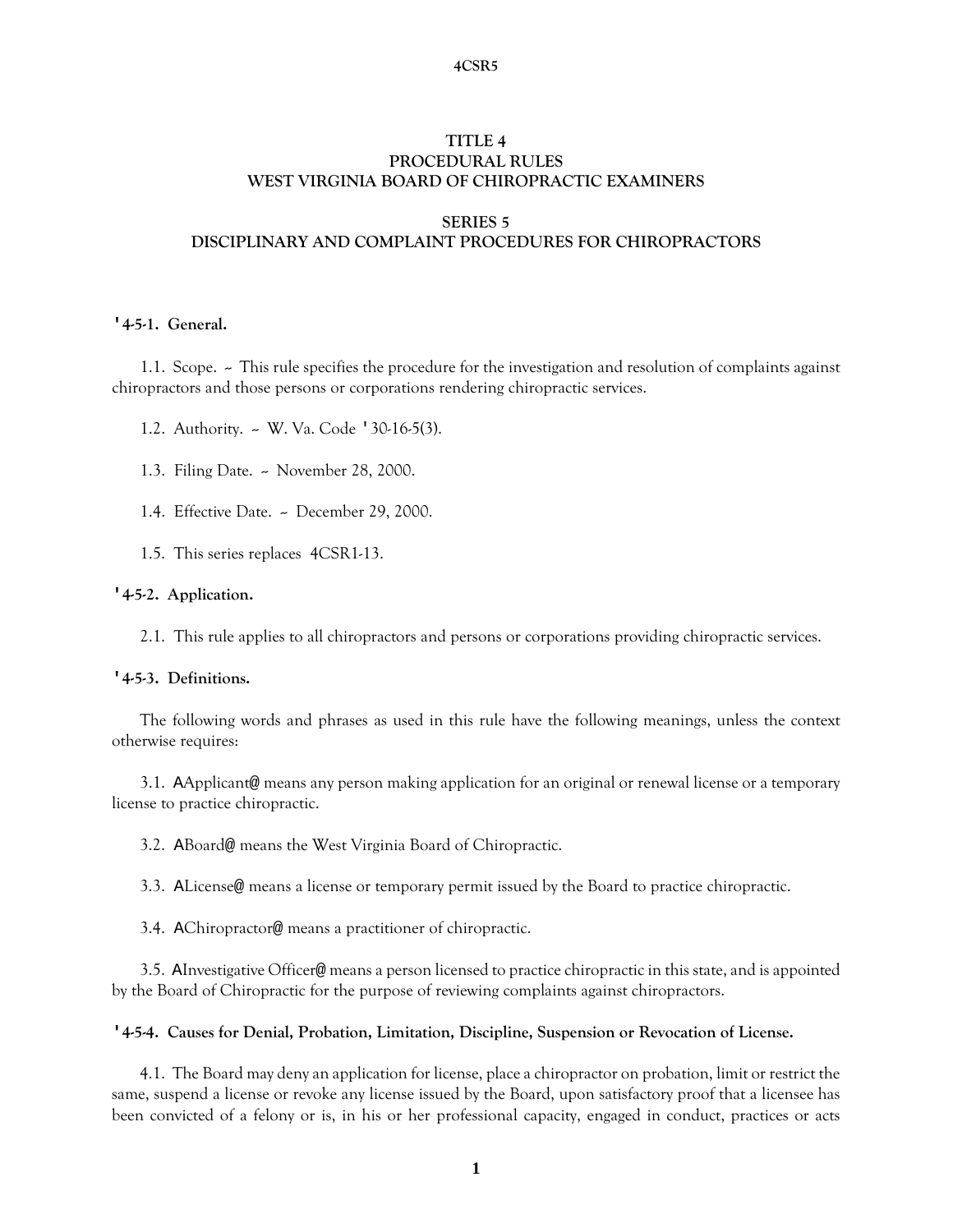# TITLE 4
# PROCEDURAL RULES
# WEST VIRGINIA BOARD OF CHIROPRACTIC EXAMINERS

## SERIES 5
## DISCIPLINARY AND COMPLAINT PROCEDURES FOR CHIROPRACTORS

**'4-5-1. General.**

1.1. Scope. ~ This rule specifies the procedure for the investigation and resolution of complaints against chiropractors and those persons or corporations rendering chiropractic services.

1.2. Authority. ~ W. Va. Code '30-16-5(3).

1.3. Filing Date. ~ November 28, 2000.

1.4. Effective Date. ~ December 29, 2000.

1.5. This series replaces 4CSR1-13.

**'4-5-2. Application.**

2.1. This rule applies to all chiropractors and persons or corporations providing chiropractic services.

**'4-5-3. Definitions.**

The following words and phrases as used in this rule have the following meanings, unless the context otherwise requires:

3.1. AApplicant@ means any person making application for an original or renewal license or a temporary license to practice chiropractic.

3.2. ABoard@ means the West Virginia Board of Chiropractic.

3.3. ALicense@ means a license or temporary permit issued by the Board to practice chiropractic.

3.4. AChiropractor@ means a practitioner of chiropractic.

3.5. AInvestigative Officer@ means a person licensed to practice chiropractic in this state, and is appointed by the Board of Chiropractic for the purpose of reviewing complaints against chiropractors.

**'4-5-4. Causes for Denial, Probation, Limitation, Discipline, Suspension or Revocation of License.**

4.1. The Board may deny an application for license, place a chiropractor on probation, limit or restrict the same, suspend a license or revoke any license issued by the Board, upon satisfactory proof that a licensee has been convicted of a felony or is, in his or her professional capacity, engaged in conduct, practices or acts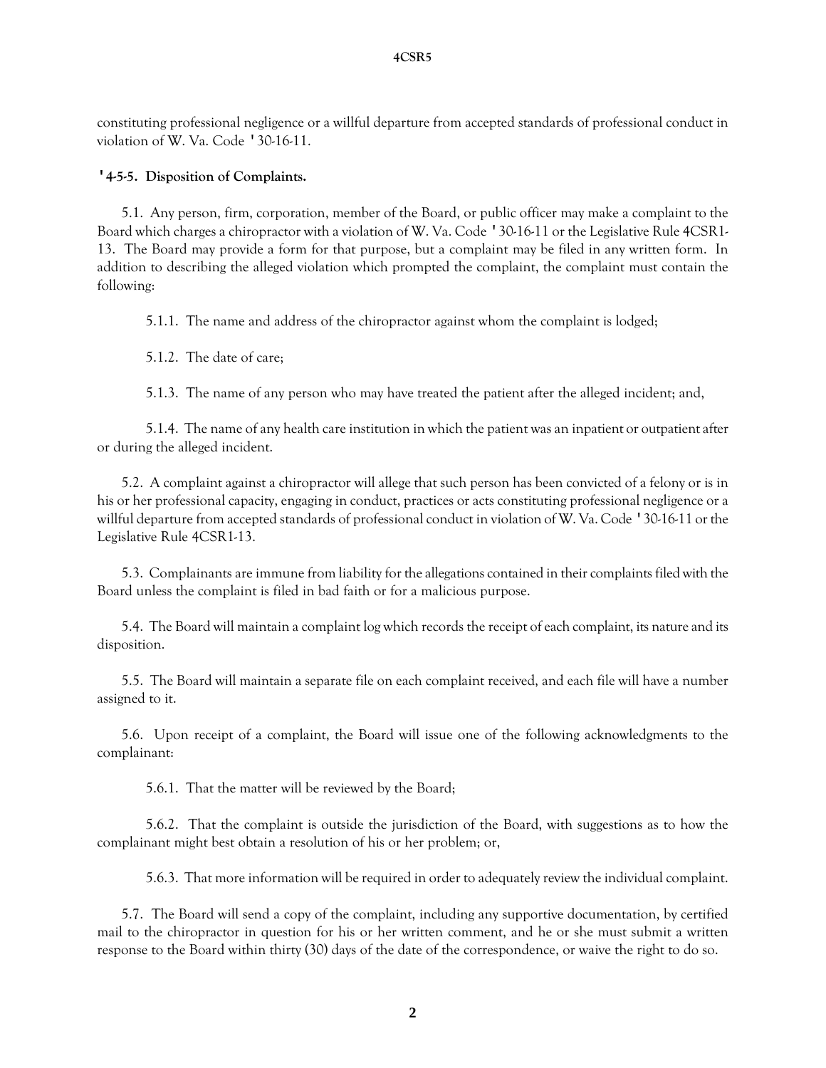constituting professional negligence or a willful departure from accepted standards of professional conduct in violation of W. Va. Code '30-16-11.

**'4-5-5. Disposition of Complaints.**

5.1. Any person, firm, corporation, member of the Board, or public officer may make a complaint to the Board which charges a chiropractor with a violation of W. Va. Code '30-16-11 or the Legislative Rule 4CSR1-13. The Board may provide a form for that purpose, but a complaint may be filed in any written form. In addition to describing the alleged violation which prompted the complaint, the complaint must contain the following:

5.1.1. The name and address of the chiropractor against whom the complaint is lodged;

5.1.2. The date of care;

5.1.3. The name of any person who may have treated the patient after the alleged incident; and,

5.1.4. The name of any health care institution in which the patient was an inpatient or outpatient after or during the alleged incident.

5.2. A complaint against a chiropractor will allege that such person has been convicted of a felony or is in his or her professional capacity, engaging in conduct, practices or acts constituting professional negligence or a willful departure from accepted standards of professional conduct in violation of W. Va. Code '30-16-11 or the Legislative Rule 4CSR1-13.

5.3. Complainants are immune from liability for the allegations contained in their complaints filed with the Board unless the complaint is filed in bad faith or for a malicious purpose.

5.4. The Board will maintain a complaint log which records the receipt of each complaint, its nature and its disposition.

5.5. The Board will maintain a separate file on each complaint received, and each file will have a number assigned to it.

5.6. Upon receipt of a complaint, the Board will issue one of the following acknowledgments to the complainant:

5.6.1. That the matter will be reviewed by the Board;

5.6.2. That the complaint is outside the jurisdiction of the Board, with suggestions as to how the complainant might best obtain a resolution of his or her problem; or,

5.6.3. That more information will be required in order to adequately review the individual complaint.

5.7. The Board will send a copy of the complaint, including any supportive documentation, by certified mail to the chiropractor in question for his or her written comment, and he or she must submit a written response to the Board within thirty (30) days of the date of the correspondence, or waive the right to do so.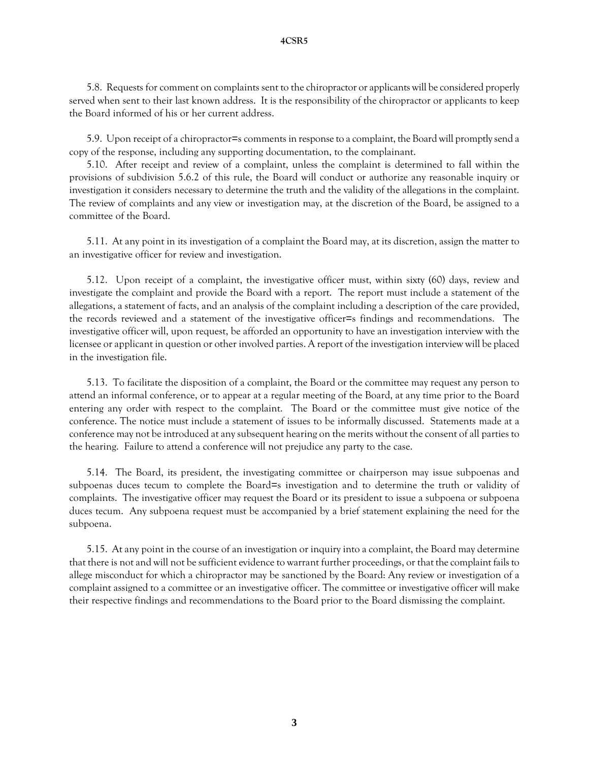5.8. Requests for comment on complaints sent to the chiropractor or applicants will be considered properly served when sent to their last known address. It is the responsibility of the chiropractor or applicants to keep the Board informed of his or her current address.

5.9. Upon receipt of a chiropractor=s comments in response to a complaint, the Board will promptly send a copy of the response, including any supporting documentation, to the complainant.

5.10. After receipt and review of a complaint, unless the complaint is determined to fall within the provisions of subdivision 5.6.2 of this rule, the Board will conduct or authorize any reasonable inquiry or investigation it considers necessary to determine the truth and the validity of the allegations in the complaint. The review of complaints and any view or investigation may, at the discretion of the Board, be assigned to a committee of the Board.

5.11. At any point in its investigation of a complaint the Board may, at its discretion, assign the matter to an investigative officer for review and investigation.

5.12. Upon receipt of a complaint, the investigative officer must, within sixty (60) days, review and investigate the complaint and provide the Board with a report. The report must include a statement of the allegations, a statement of facts, and an analysis of the complaint including a description of the care provided, the records reviewed and a statement of the investigative officer=s findings and recommendations. The investigative officer will, upon request, be afforded an opportunity to have an investigation interview with the licensee or applicant in question or other involved parties. A report of the investigation interview will be placed in the investigation file.

5.13. To facilitate the disposition of a complaint, the Board or the committee may request any person to attend an informal conference, or to appear at a regular meeting of the Board, at any time prior to the Board entering any order with respect to the complaint. The Board or the committee must give notice of the conference. The notice must include a statement of issues to be informally discussed. Statements made at a conference may not be introduced at any subsequent hearing on the merits without the consent of all parties to the hearing. Failure to attend a conference will not prejudice any party to the case.

5.14. The Board, its president, the investigating committee or chairperson may issue subpoenas and subpoenas duces tecum to complete the Board=s investigation and to determine the truth or validity of complaints. The investigative officer may request the Board or its president to issue a subpoena or subpoena duces tecum. Any subpoena request must be accompanied by a brief statement explaining the need for the subpoena.

5.15. At any point in the course of an investigation or inquiry into a complaint, the Board may determine that there is not and will not be sufficient evidence to warrant further proceedings, or that the complaint fails to allege misconduct for which a chiropractor may be sanctioned by the Board: Any review or investigation of a complaint assigned to a committee or an investigative officer. The committee or investigative officer will make their respective findings and recommendations to the Board prior to the Board dismissing the complaint.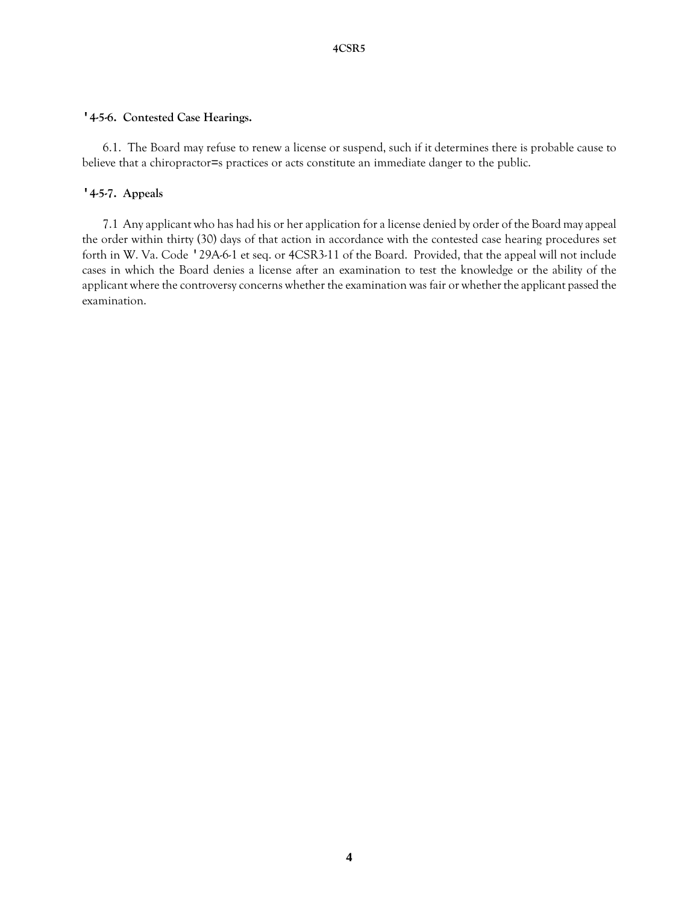**'4-5-6. Contested Case Hearings.**

6.1. The Board may refuse to renew a license or suspend, such if it determines there is probable cause to believe that a chiropractor=s practices or acts constitute an immediate danger to the public.

**'4-5-7. Appeals**

7.1 Any applicant who has had his or her application for a license denied by order of the Board may appeal the order within thirty (30) days of that action in accordance with the contested case hearing procedures set forth in W. Va. Code '29A-6-1 et seq. or 4CSR3-11 of the Board. Provided, that the appeal will not include cases in which the Board denies a license after an examination to test the knowledge or the ability of the applicant where the controversy concerns whether the examination was fair or whether the applicant passed the examination.